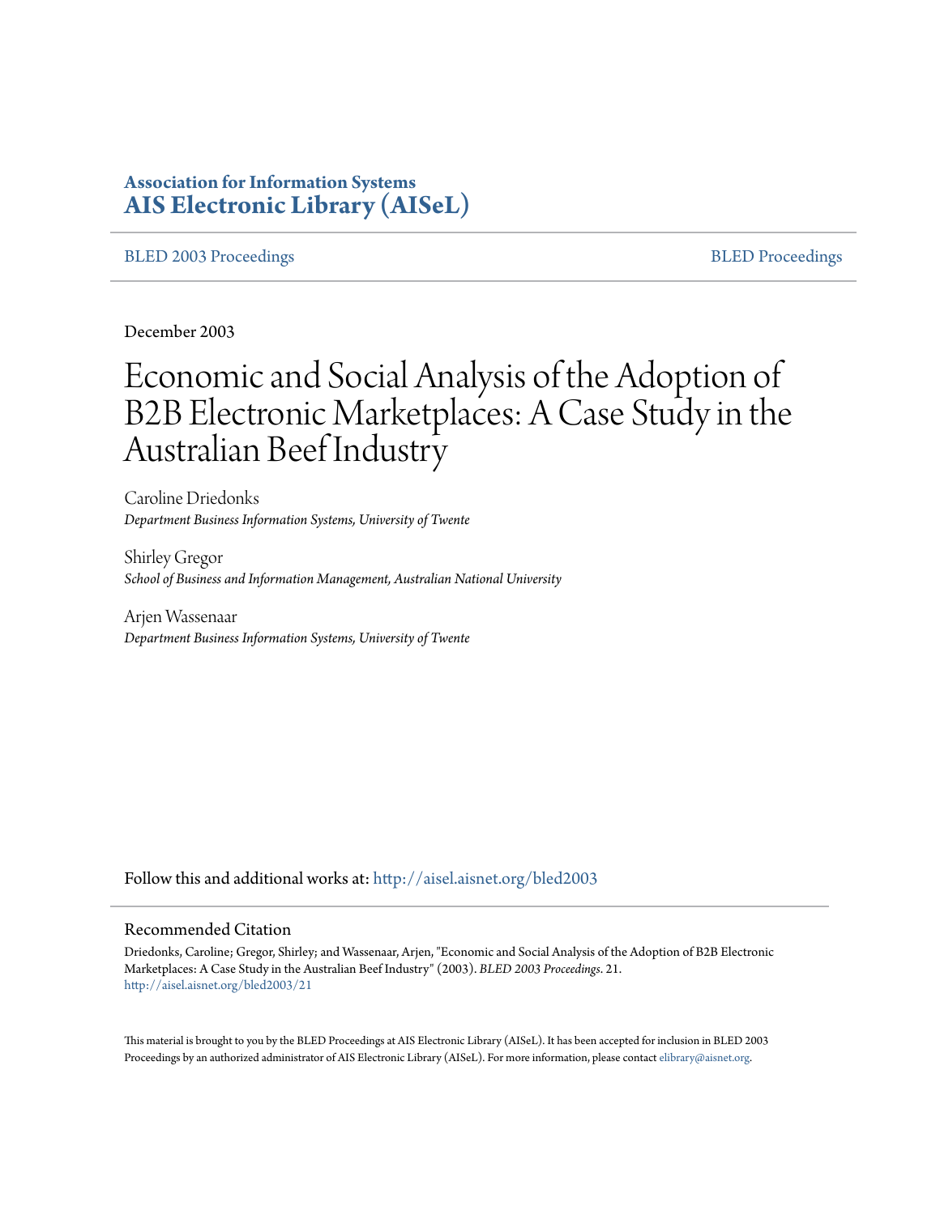**Association for Information Systems**
**AIS Electronic Library (AISeL)**

BLED 2003 Proceedings | BLED Proceedings

December 2003

# Economic and Social Analysis of the Adoption of B2B Electronic Marketplaces: A Case Study in the Australian Beef Industry

Caroline Driedonks
*Department Business Information Systems, University of Twente*

Shirley Gregor
*School of Business and Information Management, Australian National University*

Arjen Wassenaar
*Department Business Information Systems, University of Twente*

Follow this and additional works at: http://aisel.aisnet.org/bled2003

## Recommended Citation

Driedonks, Caroline; Gregor, Shirley; and Wassenaar, Arjen, "Economic and Social Analysis of the Adoption of B2B Electronic Marketplaces: A Case Study in the Australian Beef Industry" (2003). *BLED 2003 Proceedings*. 21.
http://aisel.aisnet.org/bled2003/21

This material is brought to you by the BLED Proceedings at AIS Electronic Library (AISeL). It has been accepted for inclusion in BLED 2003 Proceedings by an authorized administrator of AIS Electronic Library (AISeL). For more information, please contact elibrary@aisnet.org.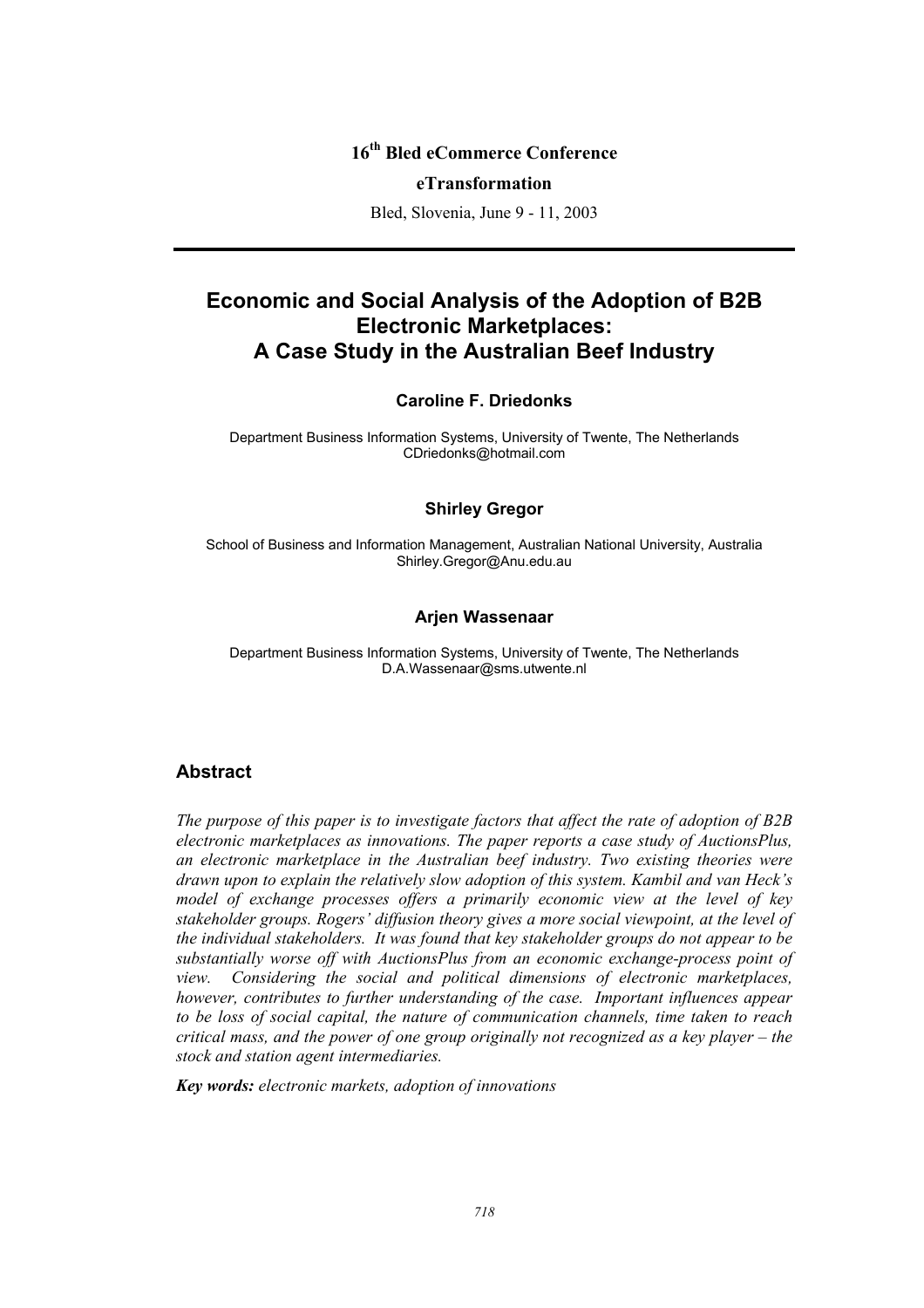**16th Bled eCommerce Conference**

**eTransformation**

Bled, Slovenia, June 9 - 11, 2003

---

# Economic and Social Analysis of the Adoption of B2B Electronic Marketplaces: A Case Study in the Australian Beef Industry

**Caroline F. Driedonks**

Department Business Information Systems, University of Twente, The Netherlands
CDriedonks@hotmail.com

**Shirley Gregor**

School of Business and Information Management, Australian National University, Australia
Shirley.Gregor@Anu.edu.au

**Arjen Wassenaar**

Department Business Information Systems, University of Twente, The Netherlands
D.A.Wassenaar@sms.utwente.nl

## Abstract

*The purpose of this paper is to investigate factors that affect the rate of adoption of B2B electronic marketplaces as innovations. The paper reports a case study of AuctionsPlus, an electronic marketplace in the Australian beef industry. Two existing theories were drawn upon to explain the relatively slow adoption of this system. Kambil and van Heck's model of exchange processes offers a primarily economic view at the level of key stakeholder groups. Rogers' diffusion theory gives a more social viewpoint, at the level of the individual stakeholders. It was found that key stakeholder groups do not appear to be substantially worse off with AuctionsPlus from an economic exchange-process point of view. Considering the social and political dimensions of electronic marketplaces, however, contributes to further understanding of the case. Important influences appear to be loss of social capital, the nature of communication channels, time taken to reach critical mass, and the power of one group originally not recognized as a key player – the stock and station agent intermediaries.*

***Key words:*** *electronic markets, adoption of innovations*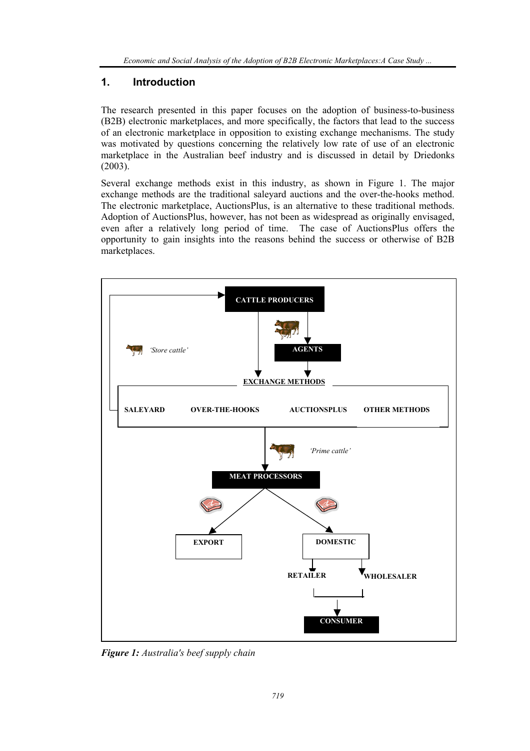## 1. Introduction

The research presented in this paper focuses on the adoption of business-to-business (B2B) electronic marketplaces, and more specifically, the factors that lead to the success of an electronic marketplace in opposition to existing exchange mechanisms. The study was motivated by questions concerning the relatively low rate of use of an electronic marketplace in the Australian beef industry and is discussed in detail by Driedonks (2003).

Several exchange methods exist in this industry, as shown in Figure 1. The major exchange methods are the traditional saleyard auctions and the over-the-hooks method. The electronic marketplace, AuctionsPlus, is an alternative to these traditional methods. Adoption of AuctionsPlus, however, has not been as widespread as originally envisaged, even after a relatively long period of time. The case of AuctionsPlus offers the opportunity to gain insights into the reasons behind the success or otherwise of B2B marketplaces.

CATTLE PRODUCERS

AGENTS

*'Store cattle'*

EXCHANGE METHODS

SALEYARD | OVER-THE-HOOKS | AUCTIONSPLUS | OTHER METHODS

*'Prime cattle'*

MEAT PROCESSORS

EXPORT | DOMESTIC

RETAILER | WHOLESALER

CONSUMER

***Figure 1:*** *Australia's beef supply chain*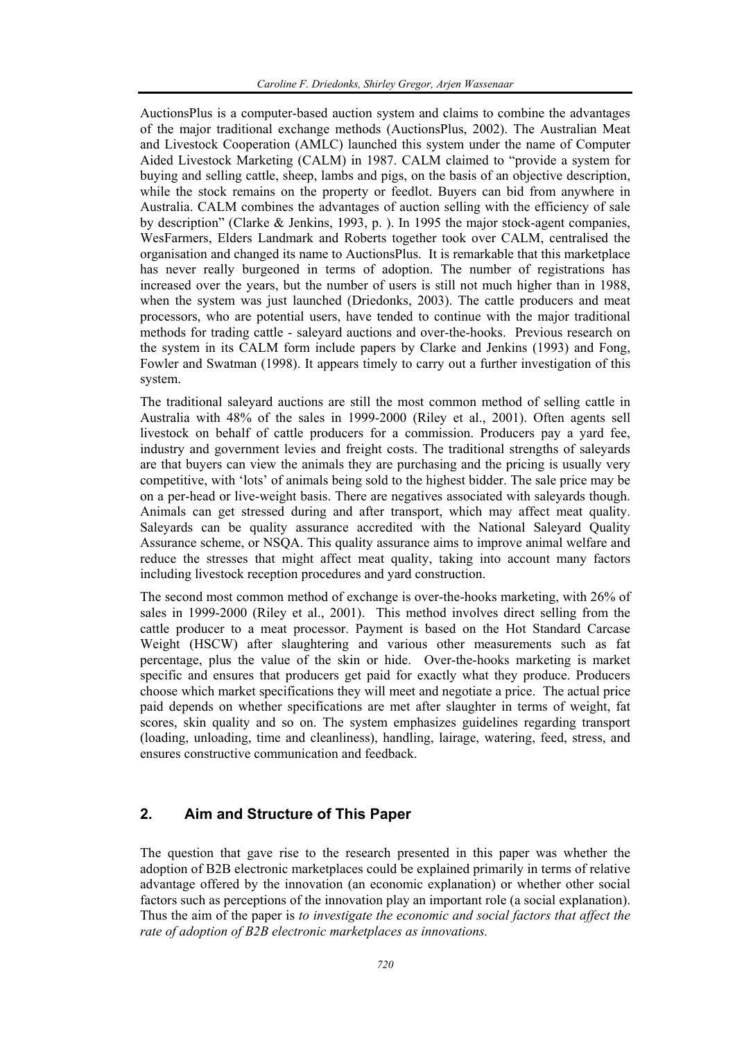AuctionsPlus is a computer-based auction system and claims to combine the advantages of the major traditional exchange methods (AuctionsPlus, 2002). The Australian Meat and Livestock Cooperation (AMLC) launched this system under the name of Computer Aided Livestock Marketing (CALM) in 1987. CALM claimed to "provide a system for buying and selling cattle, sheep, lambs and pigs, on the basis of an objective description, while the stock remains on the property or feedlot. Buyers can bid from anywhere in Australia. CALM combines the advantages of auction selling with the efficiency of sale by description" (Clarke & Jenkins, 1993, p. ). In 1995 the major stock-agent companies, WesFarmers, Elders Landmark and Roberts together took over CALM, centralised the organisation and changed its name to AuctionsPlus. It is remarkable that this marketplace has never really burgeoned in terms of adoption. The number of registrations has increased over the years, but the number of users is still not much higher than in 1988, when the system was just launched (Driedonks, 2003). The cattle producers and meat processors, who are potential users, have tended to continue with the major traditional methods for trading cattle - saleyard auctions and over-the-hooks. Previous research on the system in its CALM form include papers by Clarke and Jenkins (1993) and Fong, Fowler and Swatman (1998). It appears timely to carry out a further investigation of this system.

The traditional saleyard auctions are still the most common method of selling cattle in Australia with 48% of the sales in 1999-2000 (Riley et al., 2001). Often agents sell livestock on behalf of cattle producers for a commission. Producers pay a yard fee, industry and government levies and freight costs. The traditional strengths of saleyards are that buyers can view the animals they are purchasing and the pricing is usually very competitive, with 'lots' of animals being sold to the highest bidder. The sale price may be on a per-head or live-weight basis. There are negatives associated with saleyards though. Animals can get stressed during and after transport, which may affect meat quality. Saleyards can be quality assurance accredited with the National Saleyard Quality Assurance scheme, or NSQA. This quality assurance aims to improve animal welfare and reduce the stresses that might affect meat quality, taking into account many factors including livestock reception procedures and yard construction.

The second most common method of exchange is over-the-hooks marketing, with 26% of sales in 1999-2000 (Riley et al., 2001). This method involves direct selling from the cattle producer to a meat processor. Payment is based on the Hot Standard Carcase Weight (HSCW) after slaughtering and various other measurements such as fat percentage, plus the value of the skin or hide. Over-the-hooks marketing is market specific and ensures that producers get paid for exactly what they produce. Producers choose which market specifications they will meet and negotiate a price. The actual price paid depends on whether specifications are met after slaughter in terms of weight, fat scores, skin quality and so on. The system emphasizes guidelines regarding transport (loading, unloading, time and cleanliness), handling, lairage, watering, feed, stress, and ensures constructive communication and feedback.

## 2. Aim and Structure of This Paper

The question that gave rise to the research presented in this paper was whether the adoption of B2B electronic marketplaces could be explained primarily in terms of relative advantage offered by the innovation (an economic explanation) or whether other social factors such as perceptions of the innovation play an important role (a social explanation). Thus the aim of the paper is *to investigate the economic and social factors that affect the rate of adoption of B2B electronic marketplaces as innovations.*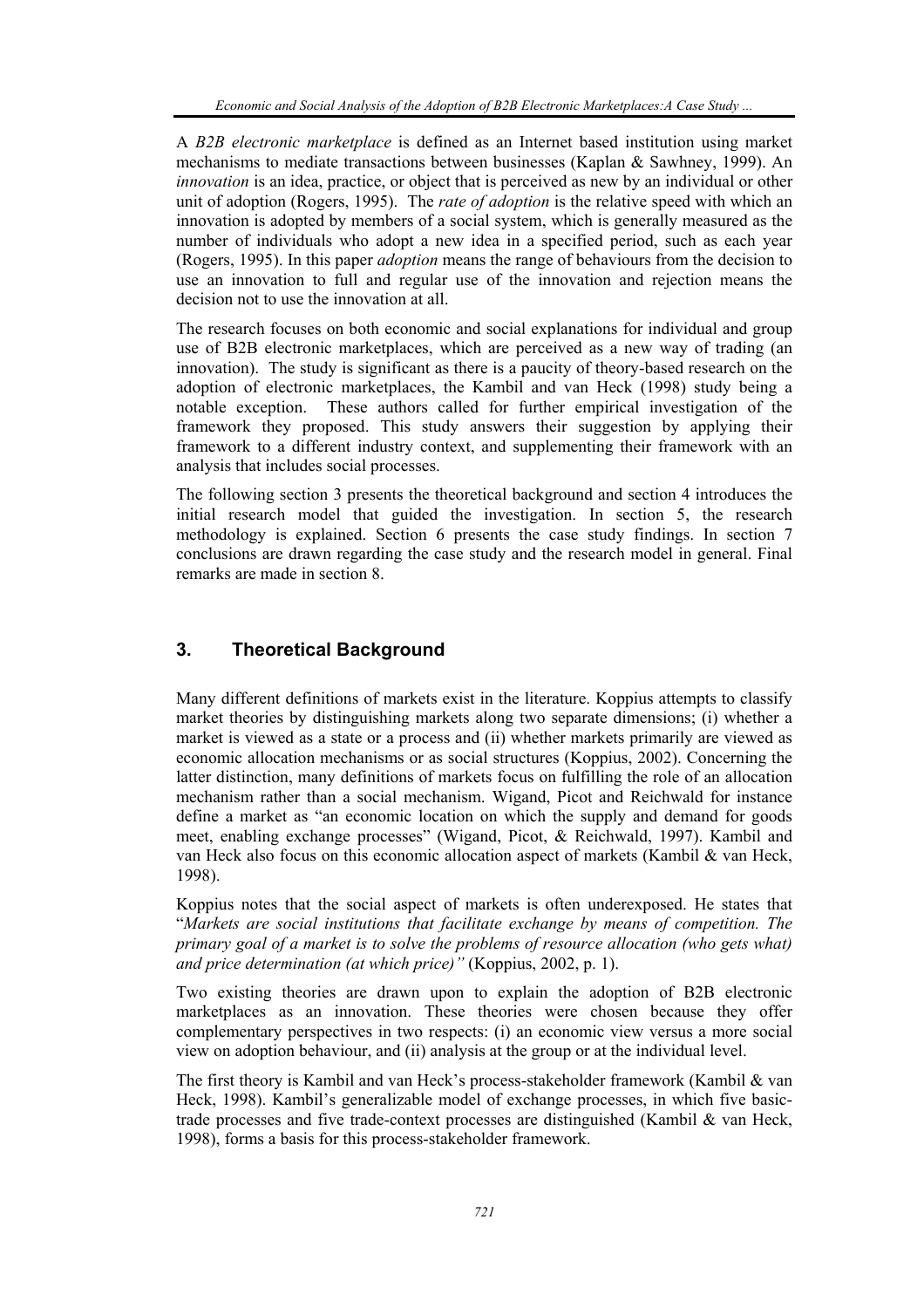A *B2B electronic marketplace* is defined as an Internet based institution using market mechanisms to mediate transactions between businesses (Kaplan & Sawhney, 1999). An *innovation* is an idea, practice, or object that is perceived as new by an individual or other unit of adoption (Rogers, 1995). The *rate of adoption* is the relative speed with which an innovation is adopted by members of a social system, which is generally measured as the number of individuals who adopt a new idea in a specified period, such as each year (Rogers, 1995). In this paper *adoption* means the range of behaviours from the decision to use an innovation to full and regular use of the innovation and rejection means the decision not to use the innovation at all.

The research focuses on both economic and social explanations for individual and group use of B2B electronic marketplaces, which are perceived as a new way of trading (an innovation). The study is significant as there is a paucity of theory-based research on the adoption of electronic marketplaces, the Kambil and van Heck (1998) study being a notable exception. These authors called for further empirical investigation of the framework they proposed. This study answers their suggestion by applying their framework to a different industry context, and supplementing their framework with an analysis that includes social processes.

The following section 3 presents the theoretical background and section 4 introduces the initial research model that guided the investigation. In section 5, the research methodology is explained. Section 6 presents the case study findings. In section 7 conclusions are drawn regarding the case study and the research model in general. Final remarks are made in section 8.

## 3. Theoretical Background

Many different definitions of markets exist in the literature. Koppius attempts to classify market theories by distinguishing markets along two separate dimensions; (i) whether a market is viewed as a state or a process and (ii) whether markets primarily are viewed as economic allocation mechanisms or as social structures (Koppius, 2002). Concerning the latter distinction, many definitions of markets focus on fulfilling the role of an allocation mechanism rather than a social mechanism. Wigand, Picot and Reichwald for instance define a market as "an economic location on which the supply and demand for goods meet, enabling exchange processes" (Wigand, Picot, & Reichwald, 1997). Kambil and van Heck also focus on this economic allocation aspect of markets (Kambil & van Heck, 1998).

Koppius notes that the social aspect of markets is often underexposed. He states that "*Markets are social institutions that facilitate exchange by means of competition. The primary goal of a market is to solve the problems of resource allocation (who gets what) and price determination (at which price)"* (Koppius, 2002, p. 1).

Two existing theories are drawn upon to explain the adoption of B2B electronic marketplaces as an innovation. These theories were chosen because they offer complementary perspectives in two respects: (i) an economic view versus a more social view on adoption behaviour, and (ii) analysis at the group or at the individual level.

The first theory is Kambil and van Heck's process-stakeholder framework (Kambil & van Heck, 1998). Kambil's generalizable model of exchange processes, in which five basic-trade processes and five trade-context processes are distinguished (Kambil & van Heck, 1998), forms a basis for this process-stakeholder framework.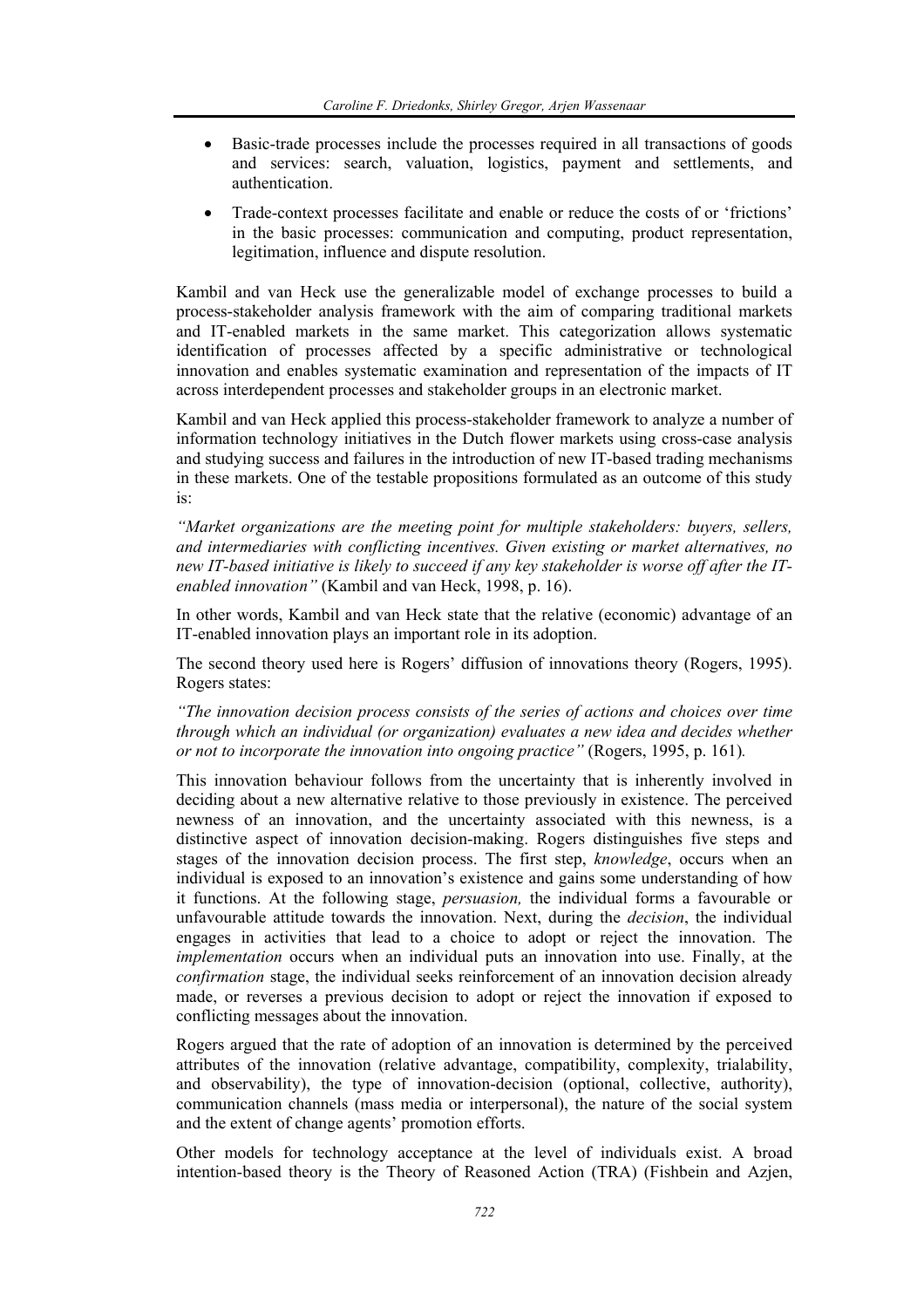- Basic-trade processes include the processes required in all transactions of goods and services: search, valuation, logistics, payment and settlements, and authentication.
- Trade-context processes facilitate and enable or reduce the costs of or 'frictions' in the basic processes: communication and computing, product representation, legitimation, influence and dispute resolution.

Kambil and van Heck use the generalizable model of exchange processes to build a process-stakeholder analysis framework with the aim of comparing traditional markets and IT-enabled markets in the same market. This categorization allows systematic identification of processes affected by a specific administrative or technological innovation and enables systematic examination and representation of the impacts of IT across interdependent processes and stakeholder groups in an electronic market.

Kambil and van Heck applied this process-stakeholder framework to analyze a number of information technology initiatives in the Dutch flower markets using cross-case analysis and studying success and failures in the introduction of new IT-based trading mechanisms in these markets. One of the testable propositions formulated as an outcome of this study is:

*"Market organizations are the meeting point for multiple stakeholders: buyers, sellers, and intermediaries with conflicting incentives. Given existing or market alternatives, no new IT-based initiative is likely to succeed if any key stakeholder is worse off after the IT-enabled innovation"* (Kambil and van Heck, 1998, p. 16).

In other words, Kambil and van Heck state that the relative (economic) advantage of an IT-enabled innovation plays an important role in its adoption.

The second theory used here is Rogers' diffusion of innovations theory (Rogers, 1995). Rogers states:

*"The innovation decision process consists of the series of actions and choices over time through which an individual (or organization) evaluates a new idea and decides whether or not to incorporate the innovation into ongoing practice"* (Rogers, 1995, p. 161).

This innovation behaviour follows from the uncertainty that is inherently involved in deciding about a new alternative relative to those previously in existence. The perceived newness of an innovation, and the uncertainty associated with this newness, is a distinctive aspect of innovation decision-making. Rogers distinguishes five steps and stages of the innovation decision process. The first step, *knowledge*, occurs when an individual is exposed to an innovation's existence and gains some understanding of how it functions. At the following stage, *persuasion,* the individual forms a favourable or unfavourable attitude towards the innovation. Next, during the *decision*, the individual engages in activities that lead to a choice to adopt or reject the innovation. The *implementation* occurs when an individual puts an innovation into use. Finally, at the *confirmation* stage, the individual seeks reinforcement of an innovation decision already made, or reverses a previous decision to adopt or reject the innovation if exposed to conflicting messages about the innovation.

Rogers argued that the rate of adoption of an innovation is determined by the perceived attributes of the innovation (relative advantage, compatibility, complexity, trialability, and observability), the type of innovation-decision (optional, collective, authority), communication channels (mass media or interpersonal), the nature of the social system and the extent of change agents' promotion efforts.

Other models for technology acceptance at the level of individuals exist. A broad intention-based theory is the Theory of Reasoned Action (TRA) (Fishbein and Azjen,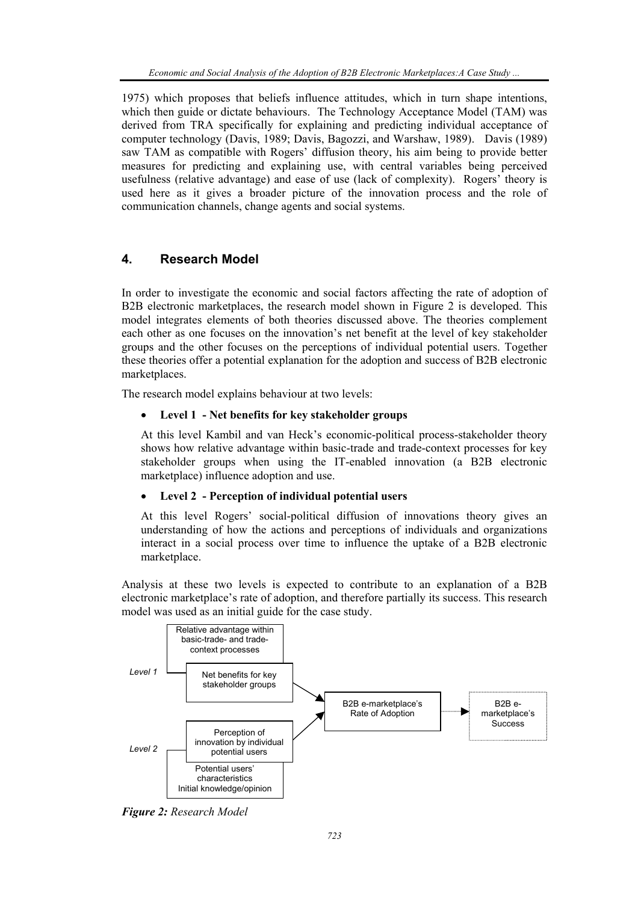1975) which proposes that beliefs influence attitudes, which in turn shape intentions, which then guide or dictate behaviours. The Technology Acceptance Model (TAM) was derived from TRA specifically for explaining and predicting individual acceptance of computer technology (Davis, 1989; Davis, Bagozzi, and Warshaw, 1989). Davis (1989) saw TAM as compatible with Rogers' diffusion theory, his aim being to provide better measures for predicting and explaining use, with central variables being perceived usefulness (relative advantage) and ease of use (lack of complexity). Rogers' theory is used here as it gives a broader picture of the innovation process and the role of communication channels, change agents and social systems.

## 4. Research Model

In order to investigate the economic and social factors affecting the rate of adoption of B2B electronic marketplaces, the research model shown in Figure 2 is developed. This model integrates elements of both theories discussed above. The theories complement each other as one focuses on the innovation's net benefit at the level of key stakeholder groups and the other focuses on the perceptions of individual potential users. Together these theories offer a potential explanation for the adoption and success of B2B electronic marketplaces.

The research model explains behaviour at two levels:

- **Level 1 - Net benefits for key stakeholder groups**

  At this level Kambil and van Heck's economic-political process-stakeholder theory shows how relative advantage within basic-trade and trade-context processes for key stakeholder groups when using the IT-enabled innovation (a B2B electronic marketplace) influence adoption and use.

- **Level 2 - Perception of individual potential users**

  At this level Rogers' social-political diffusion of innovations theory gives an understanding of how the actions and perceptions of individuals and organizations interact in a social process over time to influence the uptake of a B2B electronic marketplace.

Analysis at these two levels is expected to contribute to an explanation of a B2B electronic marketplace's rate of adoption, and therefore partially its success. This research model was used as an initial guide for the case study.

Level 1: Relative advantage within basic-trade- and trade-context processes; Net benefits for key stakeholder groups

Level 2: Perception of innovation by individual potential users; Potential users' characteristics Initial knowledge/opinion

B2B e-marketplace's Rate of Adoption → B2B e-marketplace's Success

***Figure 2:*** *Research Model*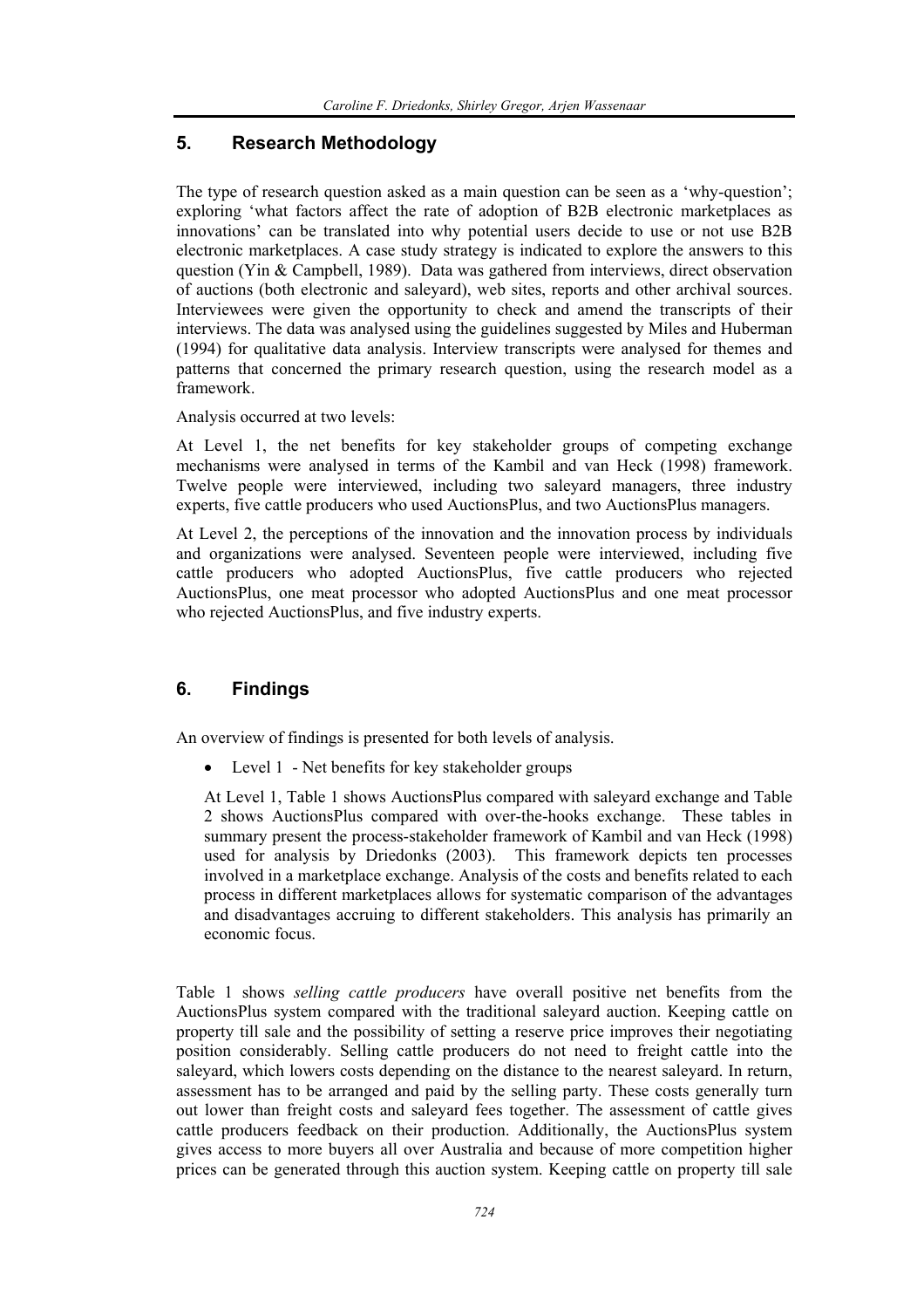## 5. Research Methodology

The type of research question asked as a main question can be seen as a 'why-question'; exploring 'what factors affect the rate of adoption of B2B electronic marketplaces as innovations' can be translated into why potential users decide to use or not use B2B electronic marketplaces. A case study strategy is indicated to explore the answers to this question (Yin & Campbell, 1989). Data was gathered from interviews, direct observation of auctions (both electronic and saleyard), web sites, reports and other archival sources. Interviewees were given the opportunity to check and amend the transcripts of their interviews. The data was analysed using the guidelines suggested by Miles and Huberman (1994) for qualitative data analysis. Interview transcripts were analysed for themes and patterns that concerned the primary research question, using the research model as a framework.

Analysis occurred at two levels:

At Level 1, the net benefits for key stakeholder groups of competing exchange mechanisms were analysed in terms of the Kambil and van Heck (1998) framework. Twelve people were interviewed, including two saleyard managers, three industry experts, five cattle producers who used AuctionsPlus, and two AuctionsPlus managers.

At Level 2, the perceptions of the innovation and the innovation process by individuals and organizations were analysed. Seventeen people were interviewed, including five cattle producers who adopted AuctionsPlus, five cattle producers who rejected AuctionsPlus, one meat processor who adopted AuctionsPlus and one meat processor who rejected AuctionsPlus, and five industry experts.

## 6. Findings

An overview of findings is presented for both levels of analysis.

- Level 1 - Net benefits for key stakeholder groups

  At Level 1, Table 1 shows AuctionsPlus compared with saleyard exchange and Table 2 shows AuctionsPlus compared with over-the-hooks exchange. These tables in summary present the process-stakeholder framework of Kambil and van Heck (1998) used for analysis by Driedonks (2003). This framework depicts ten processes involved in a marketplace exchange. Analysis of the costs and benefits related to each process in different marketplaces allows for systematic comparison of the advantages and disadvantages accruing to different stakeholders. This analysis has primarily an economic focus.

Table 1 shows *selling cattle producers* have overall positive net benefits from the AuctionsPlus system compared with the traditional saleyard auction. Keeping cattle on property till sale and the possibility of setting a reserve price improves their negotiating position considerably. Selling cattle producers do not need to freight cattle into the saleyard, which lowers costs depending on the distance to the nearest saleyard. In return, assessment has to be arranged and paid by the selling party. These costs generally turn out lower than freight costs and saleyard fees together. The assessment of cattle gives cattle producers feedback on their production. Additionally, the AuctionsPlus system gives access to more buyers all over Australia and because of more competition higher prices can be generated through this auction system. Keeping cattle on property till sale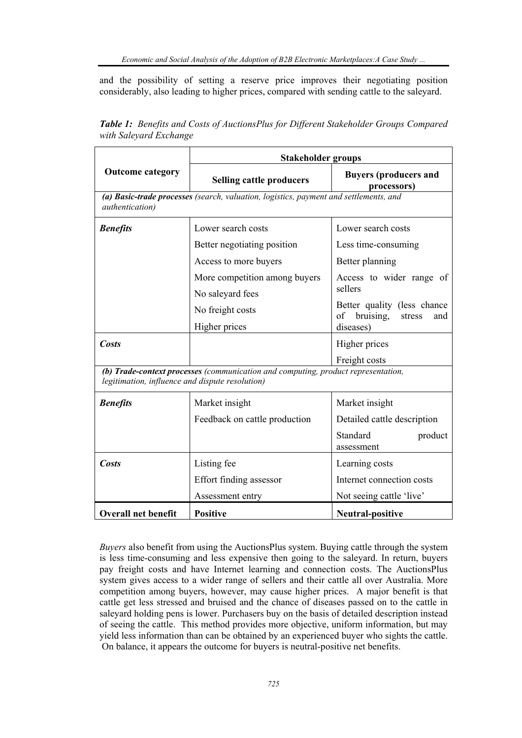and the possibility of setting a reserve price improves their negotiating position considerably, also leading to higher prices, compared with sending cattle to the saleyard.

***Table 1:*** *Benefits and Costs of AuctionsPlus for Different Stakeholder Groups Compared with Saleyard Exchange*

| Outcome category | Stakeholder groups | |
|---|---|---|
| | **Selling cattle producers** | **Buyers (producers and processors)** |
| ***(a) Basic-trade processes*** *(search, valuation, logistics, payment and settlements, and authentication)* | | |
| ***Benefits*** | Lower search costs | Lower search costs |
| | Better negotiating position | Less time-consuming |
| | Access to more buyers | Better planning |
| | More competition among buyers | Access to wider range of sellers |
| | No saleyard fees | |
| | No freight costs | Better quality (less chance of bruising, stress and diseases) |
| | Higher prices | |
| ***Costs*** | | Higher prices |
| | | Freight costs |
| ***(b) Trade-context processes*** *(communication and computing, product representation, legitimation, influence and dispute resolution)* | | |
| ***Benefits*** | Market insight | Market insight |
| | Feedback on cattle production | Detailed cattle description |
| | | Standard product assessment |
| ***Costs*** | Listing fee | Learning costs |
| | Effort finding assessor | Internet connection costs |
| | Assessment entry | Not seeing cattle 'live' |
| **Overall net benefit** | **Positive** | **Neutral-positive** |

*Buyers* also benefit from using the AuctionsPlus system. Buying cattle through the system is less time-consuming and less expensive then going to the saleyard. In return, buyers pay freight costs and have Internet learning and connection costs. The AuctionsPlus system gives access to a wider range of sellers and their cattle all over Australia. More competition among buyers, however, may cause higher prices. A major benefit is that cattle get less stressed and bruised and the chance of diseases passed on to the cattle in saleyard holding pens is lower. Purchasers buy on the basis of detailed description instead of seeing the cattle. This method provides more objective, uniform information, but may yield less information than can be obtained by an experienced buyer who sights the cattle. On balance, it appears the outcome for buyers is neutral-positive net benefits.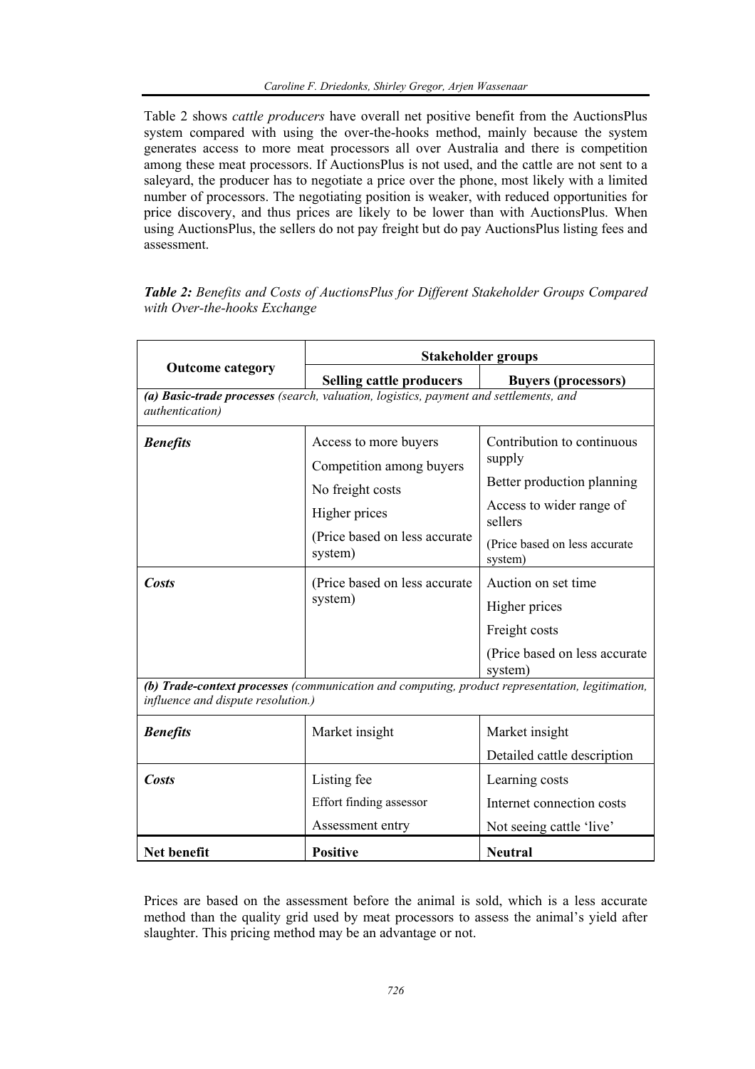Table 2 shows *cattle producers* have overall net positive benefit from the AuctionsPlus system compared with using the over-the-hooks method, mainly because the system generates access to more meat processors all over Australia and there is competition among these meat processors. If AuctionsPlus is not used, and the cattle are not sent to a saleyard, the producer has to negotiate a price over the phone, most likely with a limited number of processors. The negotiating position is weaker, with reduced opportunities for price discovery, and thus prices are likely to be lower than with AuctionsPlus. When using AuctionsPlus, the sellers do not pay freight but do pay AuctionsPlus listing fees and assessment.

***Table 2:*** *Benefits and Costs of AuctionsPlus for Different Stakeholder Groups Compared with Over-the-hooks Exchange*

| Outcome category | Stakeholder groups | |
|---|---|---|
| | **Selling cattle producers** | **Buyers (processors)** |
| ***(a) Basic-trade processes*** *(search, valuation, logistics, payment and settlements, and authentication)* | | |
| ***Benefits*** | Access to more buyers<br>Competition among buyers<br>No freight costs<br>Higher prices<br>(Price based on less accurate system) | Contribution to continuous supply<br>Better production planning<br>Access to wider range of sellers<br>(Price based on less accurate system) |
| ***Costs*** | (Price based on less accurate system) | Auction on set time<br>Higher prices<br>Freight costs<br>(Price based on less accurate system) |
| ***(b) Trade-context processes*** *(communication and computing, product representation, legitimation, influence and dispute resolution.)* | | |
| ***Benefits*** | Market insight | Market insight<br>Detailed cattle description |
| ***Costs*** | Listing fee<br>Effort finding assessor<br>Assessment entry | Learning costs<br>Internet connection costs<br>Not seeing cattle 'live' |
| **Net benefit** | **Positive** | **Neutral** |

Prices are based on the assessment before the animal is sold, which is a less accurate method than the quality grid used by meat processors to assess the animal's yield after slaughter. This pricing method may be an advantage or not.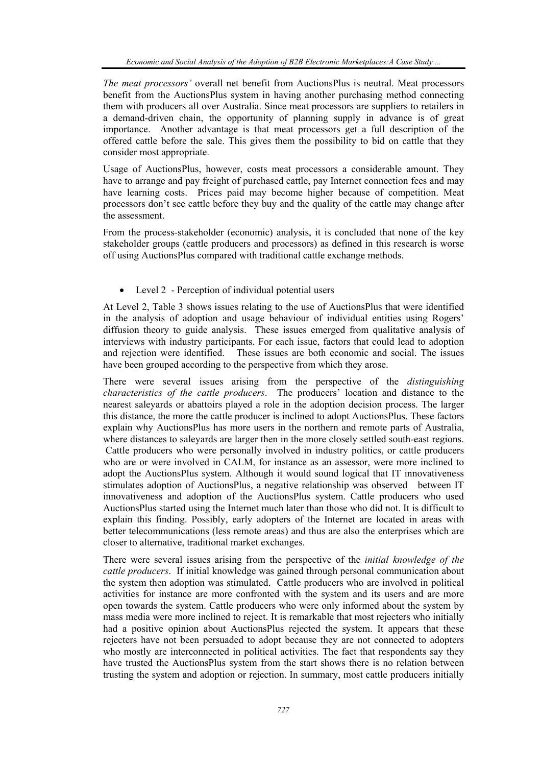*The meat processors'* overall net benefit from AuctionsPlus is neutral. Meat processors benefit from the AuctionsPlus system in having another purchasing method connecting them with producers all over Australia. Since meat processors are suppliers to retailers in a demand-driven chain, the opportunity of planning supply in advance is of great importance. Another advantage is that meat processors get a full description of the offered cattle before the sale. This gives them the possibility to bid on cattle that they consider most appropriate.

Usage of AuctionsPlus, however, costs meat processors a considerable amount. They have to arrange and pay freight of purchased cattle, pay Internet connection fees and may have learning costs. Prices paid may become higher because of competition. Meat processors don't see cattle before they buy and the quality of the cattle may change after the assessment.

From the process-stakeholder (economic) analysis, it is concluded that none of the key stakeholder groups (cattle producers and processors) as defined in this research is worse off using AuctionsPlus compared with traditional cattle exchange methods.

- Level 2 - Perception of individual potential users

At Level 2, Table 3 shows issues relating to the use of AuctionsPlus that were identified in the analysis of adoption and usage behaviour of individual entities using Rogers' diffusion theory to guide analysis. These issues emerged from qualitative analysis of interviews with industry participants. For each issue, factors that could lead to adoption and rejection were identified. These issues are both economic and social. The issues have been grouped according to the perspective from which they arose.

There were several issues arising from the perspective of the *distinguishing characteristics of the cattle producers*. The producers' location and distance to the nearest saleyards or abattoirs played a role in the adoption decision process. The larger this distance, the more the cattle producer is inclined to adopt AuctionsPlus. These factors explain why AuctionsPlus has more users in the northern and remote parts of Australia, where distances to saleyards are larger then in the more closely settled south-east regions. Cattle producers who were personally involved in industry politics, or cattle producers who are or were involved in CALM, for instance as an assessor, were more inclined to adopt the AuctionsPlus system. Although it would sound logical that IT innovativeness stimulates adoption of AuctionsPlus, a negative relationship was observed between IT innovativeness and adoption of the AuctionsPlus system. Cattle producers who used AuctionsPlus started using the Internet much later than those who did not. It is difficult to explain this finding. Possibly, early adopters of the Internet are located in areas with better telecommunications (less remote areas) and thus are also the enterprises which are closer to alternative, traditional market exchanges.

There were several issues arising from the perspective of the *initial knowledge of the cattle producers*. If initial knowledge was gained through personal communication about the system then adoption was stimulated. Cattle producers who are involved in political activities for instance are more confronted with the system and its users and are more open towards the system. Cattle producers who were only informed about the system by mass media were more inclined to reject. It is remarkable that most rejecters who initially had a positive opinion about AuctionsPlus rejected the system. It appears that these rejecters have not been persuaded to adopt because they are not connected to adopters who mostly are interconnected in political activities. The fact that respondents say they have trusted the AuctionsPlus system from the start shows there is no relation between trusting the system and adoption or rejection. In summary, most cattle producers initially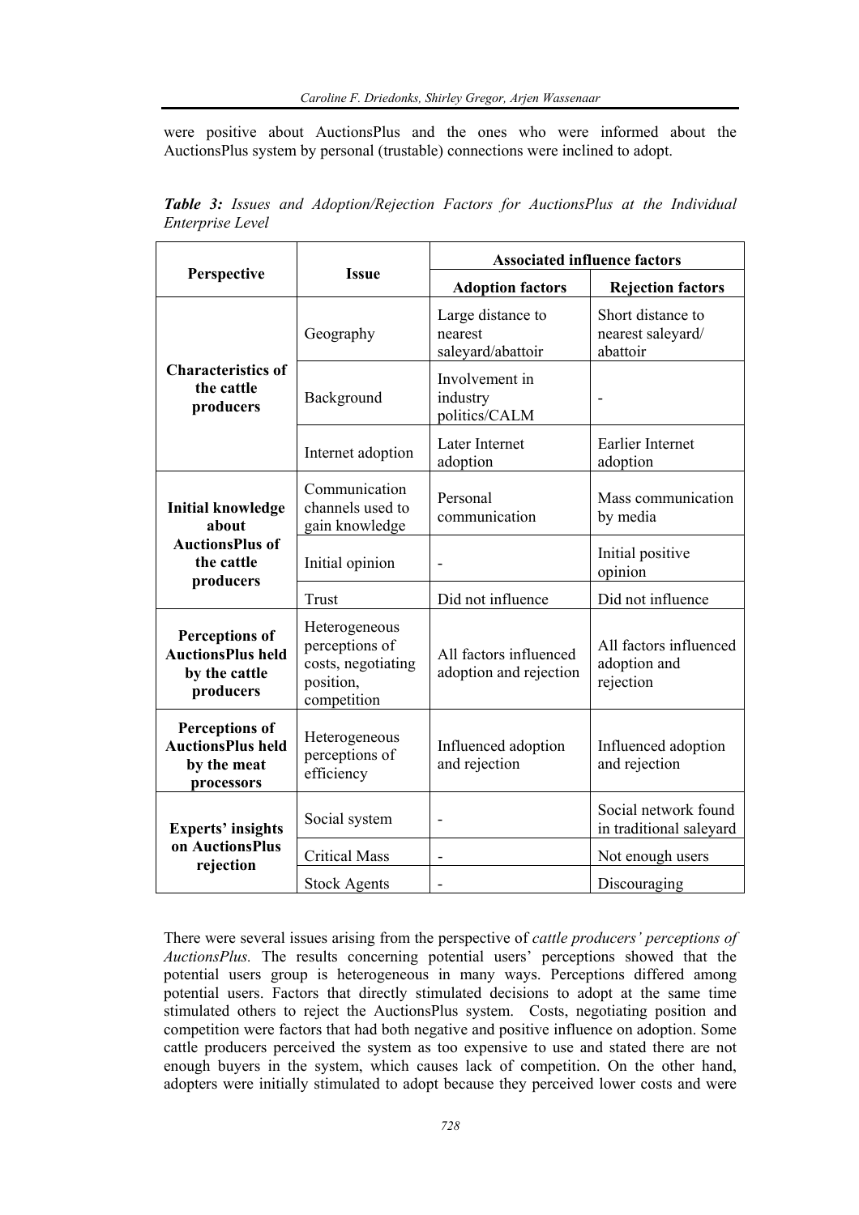were positive about AuctionsPlus and the ones who were informed about the AuctionsPlus system by personal (trustable) connections were inclined to adopt.

***Table 3:*** *Issues and Adoption/Rejection Factors for AuctionsPlus at the Individual Enterprise Level*

| Perspective | Issue | Associated influence factors | |
|---|---|---|---|
| | | **Adoption factors** | **Rejection factors** |
| **Characteristics of the cattle producers** | Geography | Large distance to nearest saleyard/abattoir | Short distance to nearest saleyard/ abattoir |
| | Background | Involvement in industry politics/CALM | - |
| | Internet adoption | Later Internet adoption | Earlier Internet adoption |
| **Initial knowledge about AuctionsPlus of the cattle producers** | Communication channels used to gain knowledge | Personal communication | Mass communication by media |
| | Initial opinion | - | Initial positive opinion |
| | Trust | Did not influence | Did not influence |
| **Perceptions of AuctionsPlus held by the cattle producers** | Heterogeneous perceptions of costs, negotiating position, competition | All factors influenced adoption and rejection | All factors influenced adoption and rejection |
| **Perceptions of AuctionsPlus held by the meat processors** | Heterogeneous perceptions of efficiency | Influenced adoption and rejection | Influenced adoption and rejection |
| **Experts' insights on AuctionsPlus rejection** | Social system | - | Social network found in traditional saleyard |
| | Critical Mass | - | Not enough users |
| | Stock Agents | - | Discouraging |

There were several issues arising from the perspective of *cattle producers' perceptions of AuctionsPlus.* The results concerning potential users' perceptions showed that the potential users group is heterogeneous in many ways. Perceptions differed among potential users. Factors that directly stimulated decisions to adopt at the same time stimulated others to reject the AuctionsPlus system. Costs, negotiating position and competition were factors that had both negative and positive influence on adoption. Some cattle producers perceived the system as too expensive to use and stated there are not enough buyers in the system, which causes lack of competition. On the other hand, adopters were initially stimulated to adopt because they perceived lower costs and were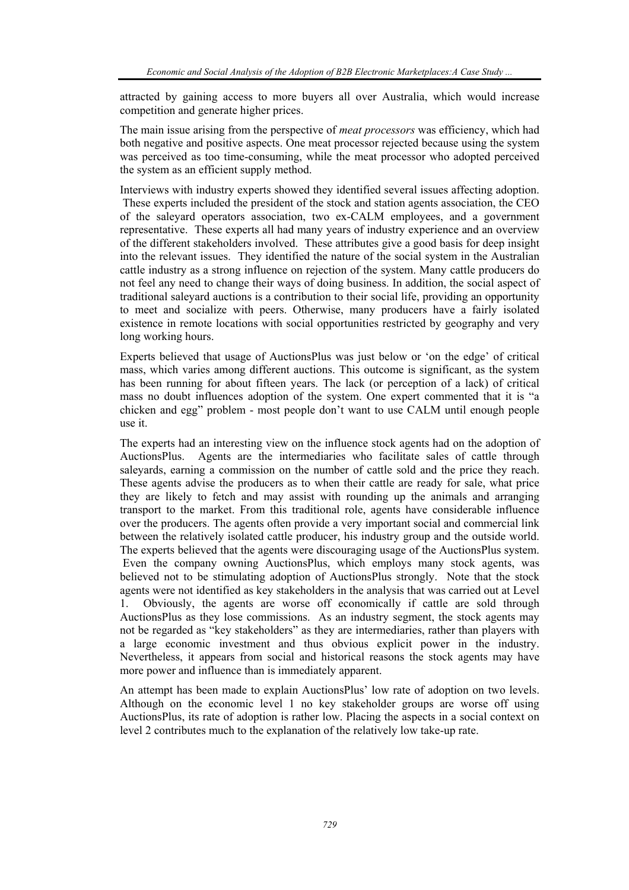attracted by gaining access to more buyers all over Australia, which would increase competition and generate higher prices.

The main issue arising from the perspective of *meat processors* was efficiency, which had both negative and positive aspects. One meat processor rejected because using the system was perceived as too time-consuming, while the meat processor who adopted perceived the system as an efficient supply method.

Interviews with industry experts showed they identified several issues affecting adoption. These experts included the president of the stock and station agents association, the CEO of the saleyard operators association, two ex-CALM employees, and a government representative. These experts all had many years of industry experience and an overview of the different stakeholders involved. These attributes give a good basis for deep insight into the relevant issues. They identified the nature of the social system in the Australian cattle industry as a strong influence on rejection of the system. Many cattle producers do not feel any need to change their ways of doing business. In addition, the social aspect of traditional saleyard auctions is a contribution to their social life, providing an opportunity to meet and socialize with peers. Otherwise, many producers have a fairly isolated existence in remote locations with social opportunities restricted by geography and very long working hours.

Experts believed that usage of AuctionsPlus was just below or 'on the edge' of critical mass, which varies among different auctions. This outcome is significant, as the system has been running for about fifteen years. The lack (or perception of a lack) of critical mass no doubt influences adoption of the system. One expert commented that it is "a chicken and egg" problem - most people don't want to use CALM until enough people use it.

The experts had an interesting view on the influence stock agents had on the adoption of AuctionsPlus. Agents are the intermediaries who facilitate sales of cattle through saleyards, earning a commission on the number of cattle sold and the price they reach. These agents advise the producers as to when their cattle are ready for sale, what price they are likely to fetch and may assist with rounding up the animals and arranging transport to the market. From this traditional role, agents have considerable influence over the producers. The agents often provide a very important social and commercial link between the relatively isolated cattle producer, his industry group and the outside world. The experts believed that the agents were discouraging usage of the AuctionsPlus system. Even the company owning AuctionsPlus, which employs many stock agents, was believed not to be stimulating adoption of AuctionsPlus strongly. Note that the stock agents were not identified as key stakeholders in the analysis that was carried out at Level 1. Obviously, the agents are worse off economically if cattle are sold through AuctionsPlus as they lose commissions. As an industry segment, the stock agents may not be regarded as "key stakeholders" as they are intermediaries, rather than players with a large economic investment and thus obvious explicit power in the industry. Nevertheless, it appears from social and historical reasons the stock agents may have more power and influence than is immediately apparent.

An attempt has been made to explain AuctionsPlus' low rate of adoption on two levels. Although on the economic level 1 no key stakeholder groups are worse off using AuctionsPlus, its rate of adoption is rather low. Placing the aspects in a social context on level 2 contributes much to the explanation of the relatively low take-up rate.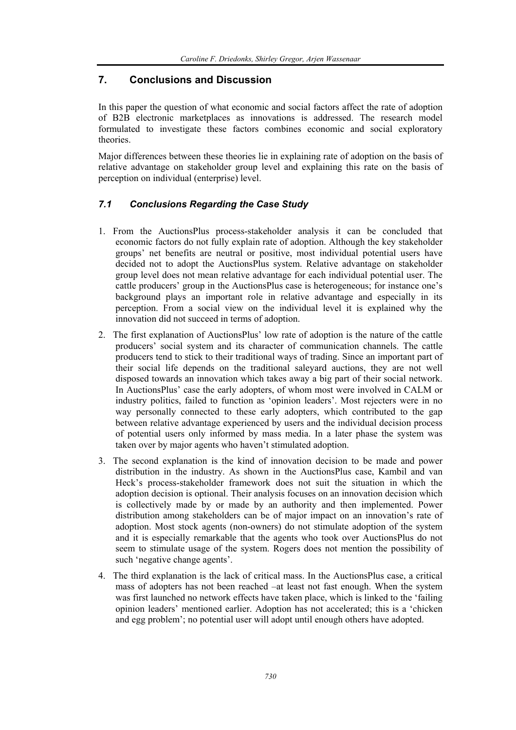## 7. Conclusions and Discussion

In this paper the question of what economic and social factors affect the rate of adoption of B2B electronic marketplaces as innovations is addressed. The research model formulated to investigate these factors combines economic and social exploratory theories.

Major differences between these theories lie in explaining rate of adoption on the basis of relative advantage on stakeholder group level and explaining this rate on the basis of perception on individual (enterprise) level.

### *7.1 Conclusions Regarding the Case Study*

1. From the AuctionsPlus process-stakeholder analysis it can be concluded that economic factors do not fully explain rate of adoption. Although the key stakeholder groups' net benefits are neutral or positive, most individual potential users have decided not to adopt the AuctionsPlus system. Relative advantage on stakeholder group level does not mean relative advantage for each individual potential user. The cattle producers' group in the AuctionsPlus case is heterogeneous; for instance one's background plays an important role in relative advantage and especially in its perception. From a social view on the individual level it is explained why the innovation did not succeed in terms of adoption.
2. The first explanation of AuctionsPlus' low rate of adoption is the nature of the cattle producers' social system and its character of communication channels. The cattle producers tend to stick to their traditional ways of trading. Since an important part of their social life depends on the traditional saleyard auctions, they are not well disposed towards an innovation which takes away a big part of their social network. In AuctionsPlus' case the early adopters, of whom most were involved in CALM or industry politics, failed to function as 'opinion leaders'. Most rejecters were in no way personally connected to these early adopters, which contributed to the gap between relative advantage experienced by users and the individual decision process of potential users only informed by mass media. In a later phase the system was taken over by major agents who haven't stimulated adoption.
3. The second explanation is the kind of innovation decision to be made and power distribution in the industry. As shown in the AuctionsPlus case, Kambil and van Heck's process-stakeholder framework does not suit the situation in which the adoption decision is optional. Their analysis focuses on an innovation decision which is collectively made by or made by an authority and then implemented. Power distribution among stakeholders can be of major impact on an innovation's rate of adoption. Most stock agents (non-owners) do not stimulate adoption of the system and it is especially remarkable that the agents who took over AuctionsPlus do not seem to stimulate usage of the system. Rogers does not mention the possibility of such 'negative change agents'.
4. The third explanation is the lack of critical mass. In the AuctionsPlus case, a critical mass of adopters has not been reached –at least not fast enough. When the system was first launched no network effects have taken place, which is linked to the 'failing opinion leaders' mentioned earlier. Adoption has not accelerated; this is a 'chicken and egg problem'; no potential user will adopt until enough others have adopted.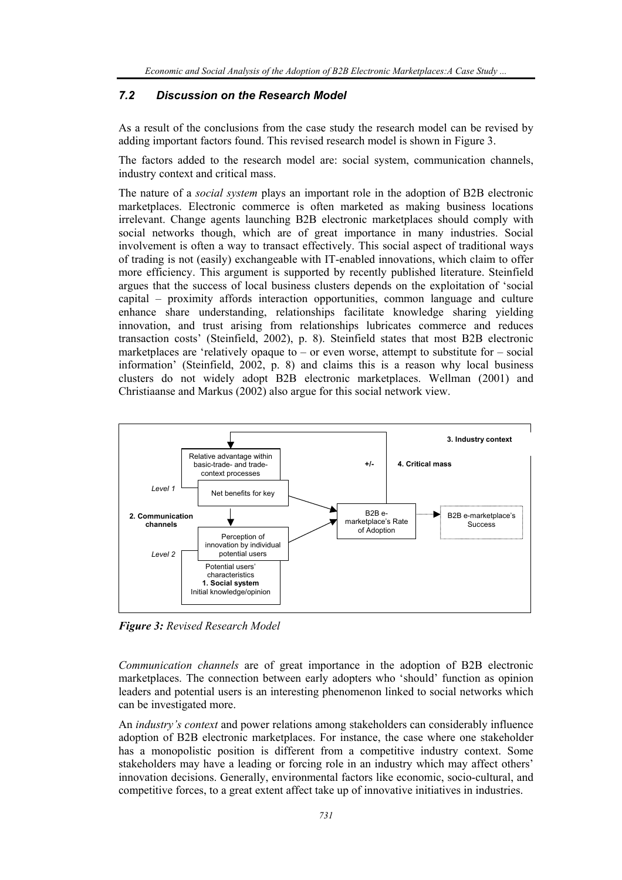### 7.2 Discussion on the Research Model

As a result of the conclusions from the case study the research model can be revised by adding important factors found. This revised research model is shown in Figure 3.

The factors added to the research model are: social system, communication channels, industry context and critical mass.

The nature of a *social system* plays an important role in the adoption of B2B electronic marketplaces. Electronic commerce is often marketed as making business locations irrelevant. Change agents launching B2B electronic marketplaces should comply with social networks though, which are of great importance in many industries. Social involvement is often a way to transact effectively. This social aspect of traditional ways of trading is not (easily) exchangeable with IT-enabled innovations, which claim to offer more efficiency. This argument is supported by recently published literature. Steinfield argues that the success of local business clusters depends on the exploitation of 'social capital – proximity affords interaction opportunities, common language and culture enhance share understanding, relationships facilitate knowledge sharing yielding innovation, and trust arising from relationships lubricates commerce and reduces transaction costs' (Steinfield, 2002), p. 8). Steinfield states that most B2B electronic marketplaces are 'relatively opaque to – or even worse, attempt to substitute for – social information' (Steinfield, 2002, p. 8) and claims this is a reason why local business clusters do not widely adopt B2B electronic marketplaces. Wellman (2001) and Christiaanse and Markus (2002) also argue for this social network view.

3. Industry context

+/-

4. Critical mass

Relative advantage within basic-trade- and trade-context processes

Level 1

Net benefits for key

2. Communication channels

B2B e-marketplace's Rate of Adoption

B2B e-marketplace's Success

Perception of innovation by individual potential users

Level 2

Potential users' characteristics
**1. Social system**
Initial knowledge/opinion

***Figure 3:*** *Revised Research Model*

*Communication channels* are of great importance in the adoption of B2B electronic marketplaces. The connection between early adopters who 'should' function as opinion leaders and potential users is an interesting phenomenon linked to social networks which can be investigated more.

An *industry's context* and power relations among stakeholders can considerably influence adoption of B2B electronic marketplaces. For instance, the case where one stakeholder has a monopolistic position is different from a competitive industry context. Some stakeholders may have a leading or forcing role in an industry which may affect others' innovation decisions. Generally, environmental factors like economic, socio-cultural, and competitive forces, to a great extent affect take up of innovative initiatives in industries.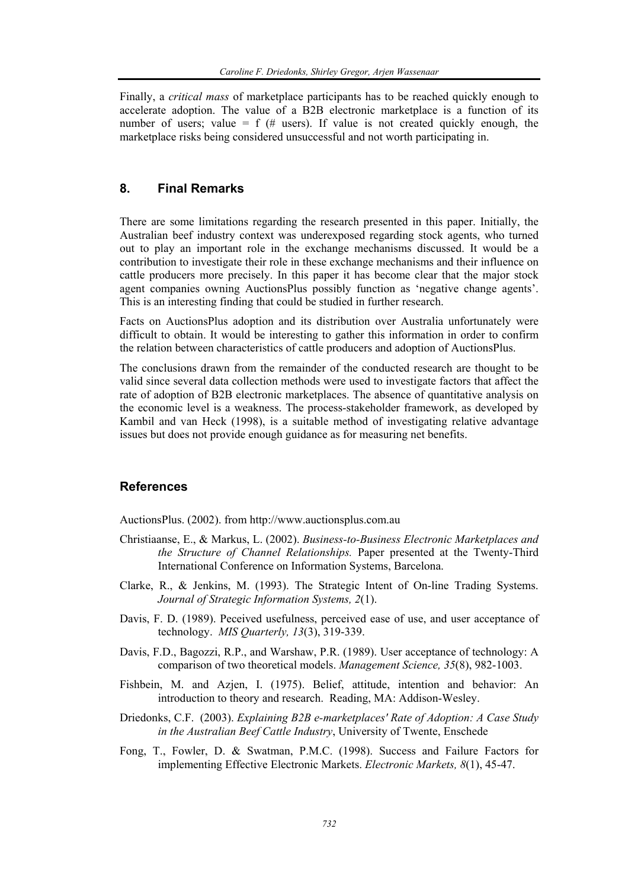Finally, a *critical mass* of marketplace participants has to be reached quickly enough to accelerate adoption. The value of a B2B electronic marketplace is a function of its number of users; value = f (# users). If value is not created quickly enough, the marketplace risks being considered unsuccessful and not worth participating in.

## 8. Final Remarks

There are some limitations regarding the research presented in this paper. Initially, the Australian beef industry context was underexposed regarding stock agents, who turned out to play an important role in the exchange mechanisms discussed. It would be a contribution to investigate their role in these exchange mechanisms and their influence on cattle producers more precisely. In this paper it has become clear that the major stock agent companies owning AuctionsPlus possibly function as 'negative change agents'. This is an interesting finding that could be studied in further research.

Facts on AuctionsPlus adoption and its distribution over Australia unfortunately were difficult to obtain. It would be interesting to gather this information in order to confirm the relation between characteristics of cattle producers and adoption of AuctionsPlus.

The conclusions drawn from the remainder of the conducted research are thought to be valid since several data collection methods were used to investigate factors that affect the rate of adoption of B2B electronic marketplaces. The absence of quantitative analysis on the economic level is a weakness. The process-stakeholder framework, as developed by Kambil and van Heck (1998), is a suitable method of investigating relative advantage issues but does not provide enough guidance as for measuring net benefits.

## References

AuctionsPlus. (2002). from http://www.auctionsplus.com.au

Christiaanse, E., & Markus, L. (2002). *Business-to-Business Electronic Marketplaces and the Structure of Channel Relationships.* Paper presented at the Twenty-Third International Conference on Information Systems, Barcelona.

Clarke, R., & Jenkins, M. (1993). The Strategic Intent of On-line Trading Systems. *Journal of Strategic Information Systems, 2*(1).

Davis, F. D. (1989). Peceived usefulness, perceived ease of use, and user acceptance of technology. *MIS Quarterly, 13*(3), 319-339.

Davis, F.D., Bagozzi, R.P., and Warshaw, P.R. (1989). User acceptance of technology: A comparison of two theoretical models. *Management Science, 35*(8), 982-1003.

Fishbein, M. and Azjen, I. (1975). Belief, attitude, intention and behavior: An introduction to theory and research. Reading, MA: Addison-Wesley.

Driedonks, C.F. (2003). *Explaining B2B e-marketplaces' Rate of Adoption: A Case Study in the Australian Beef Cattle Industry*, University of Twente, Enschede

Fong, T., Fowler, D. & Swatman, P.M.C. (1998). Success and Failure Factors for implementing Effective Electronic Markets. *Electronic Markets, 8*(1), 45-47.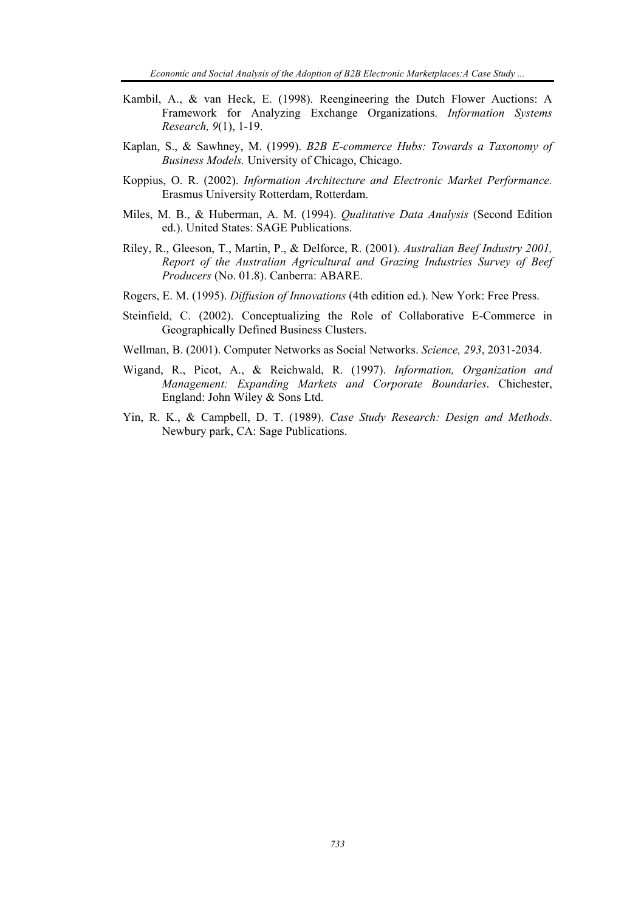Kambil, A., & van Heck, E. (1998). Reengineering the Dutch Flower Auctions: A Framework for Analyzing Exchange Organizations. *Information Systems Research, 9*(1), 1-19.

Kaplan, S., & Sawhney, M. (1999). *B2B E-commerce Hubs: Towards a Taxonomy of Business Models.* University of Chicago, Chicago.

Koppius, O. R. (2002). *Information Architecture and Electronic Market Performance.* Erasmus University Rotterdam, Rotterdam.

Miles, M. B., & Huberman, A. M. (1994). *Qualitative Data Analysis* (Second Edition ed.). United States: SAGE Publications.

Riley, R., Gleeson, T., Martin, P., & Delforce, R. (2001). *Australian Beef Industry 2001, Report of the Australian Agricultural and Grazing Industries Survey of Beef Producers* (No. 01.8). Canberra: ABARE.

Rogers, E. M. (1995). *Diffusion of Innovations* (4th edition ed.). New York: Free Press.

Steinfield, C. (2002). Conceptualizing the Role of Collaborative E-Commerce in Geographically Defined Business Clusters.

Wellman, B. (2001). Computer Networks as Social Networks. *Science, 293*, 2031-2034.

Wigand, R., Picot, A., & Reichwald, R. (1997). *Information, Organization and Management: Expanding Markets and Corporate Boundaries*. Chichester, England: John Wiley & Sons Ltd.

Yin, R. K., & Campbell, D. T. (1989). *Case Study Research: Design and Methods*. Newbury park, CA: Sage Publications.